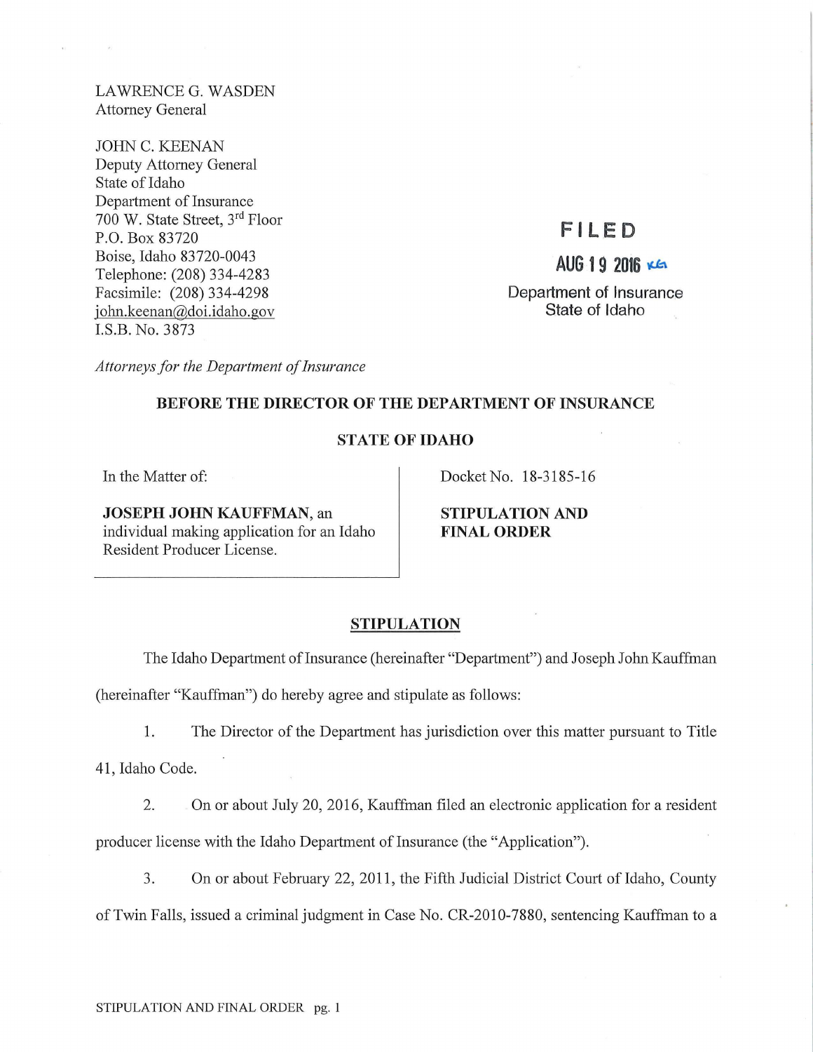LAWRENCE G. WASDEN
Attorney General

JOHN C. KEENAN
Deputy Attorney General
State of Idaho
Department of Insurance
700 W. State Street, 3rd Floor
P.O. Box 83720
Boise, Idaho 83720-0043
Telephone: (208) 334-4283
Facsimile: (208) 334-4298
john.keenan@doi.idaho.gov
I.S.B. No. 3873

*Attorneys for the Department of Insurance*

FILED
AUG 19 2016
Department of Insurance
State of Idaho

**BEFORE THE DIRECTOR OF THE DEPARTMENT OF INSURANCE**

**STATE OF IDAHO**

In the Matter of:

**JOSEPH JOHN KAUFFMAN**, an individual making application for an Idaho Resident Producer License.

Docket No. 18-3185-16

**STIPULATION AND FINAL ORDER**

## STIPULATION

The Idaho Department of Insurance (hereinafter "Department") and Joseph John Kauffman (hereinafter "Kauffman") do hereby agree and stipulate as follows:

1. The Director of the Department has jurisdiction over this matter pursuant to Title 41, Idaho Code.

2. On or about July 20, 2016, Kauffman filed an electronic application for a resident producer license with the Idaho Department of Insurance (the "Application").

3. On or about February 22, 2011, the Fifth Judicial District Court of Idaho, County of Twin Falls, issued a criminal judgment in Case No. CR-2010-7880, sentencing Kauffman to a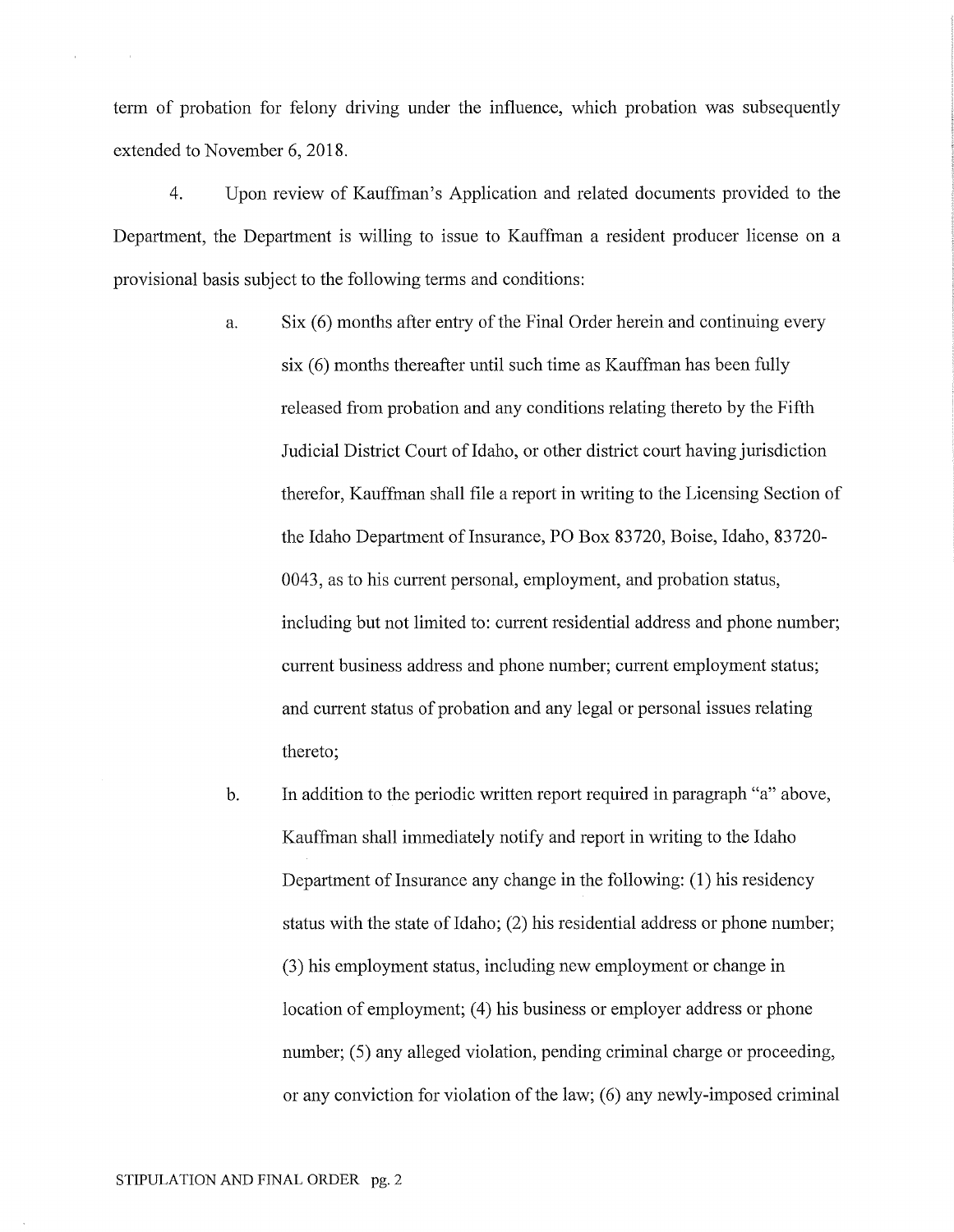term of probation for felony driving under the influence, which probation was subsequently extended to November 6, 2018.

4. Upon review of Kauffman's Application and related documents provided to the Department, the Department is willing to issue to Kauffman a resident producer license on a provisional basis subject to the following terms and conditions:

a. Six (6) months after entry of the Final Order herein and continuing every six (6) months thereafter until such time as Kauffman has been fully released from probation and any conditions relating thereto by the Fifth Judicial District Court of Idaho, or other district court having jurisdiction therefor, Kauffman shall file a report in writing to the Licensing Section of the Idaho Department of Insurance, PO Box 83720, Boise, Idaho, 83720-0043, as to his current personal, employment, and probation status, including but not limited to: current residential address and phone number; current business address and phone number; current employment status; and current status of probation and any legal or personal issues relating thereto;

b. In addition to the periodic written report required in paragraph "a" above, Kauffman shall immediately notify and report in writing to the Idaho Department of Insurance any change in the following: (1) his residency status with the state of Idaho; (2) his residential address or phone number; (3) his employment status, including new employment or change in location of employment; (4) his business or employer address or phone number; (5) any alleged violation, pending criminal charge or proceeding, or any conviction for violation of the law; (6) any newly-imposed criminal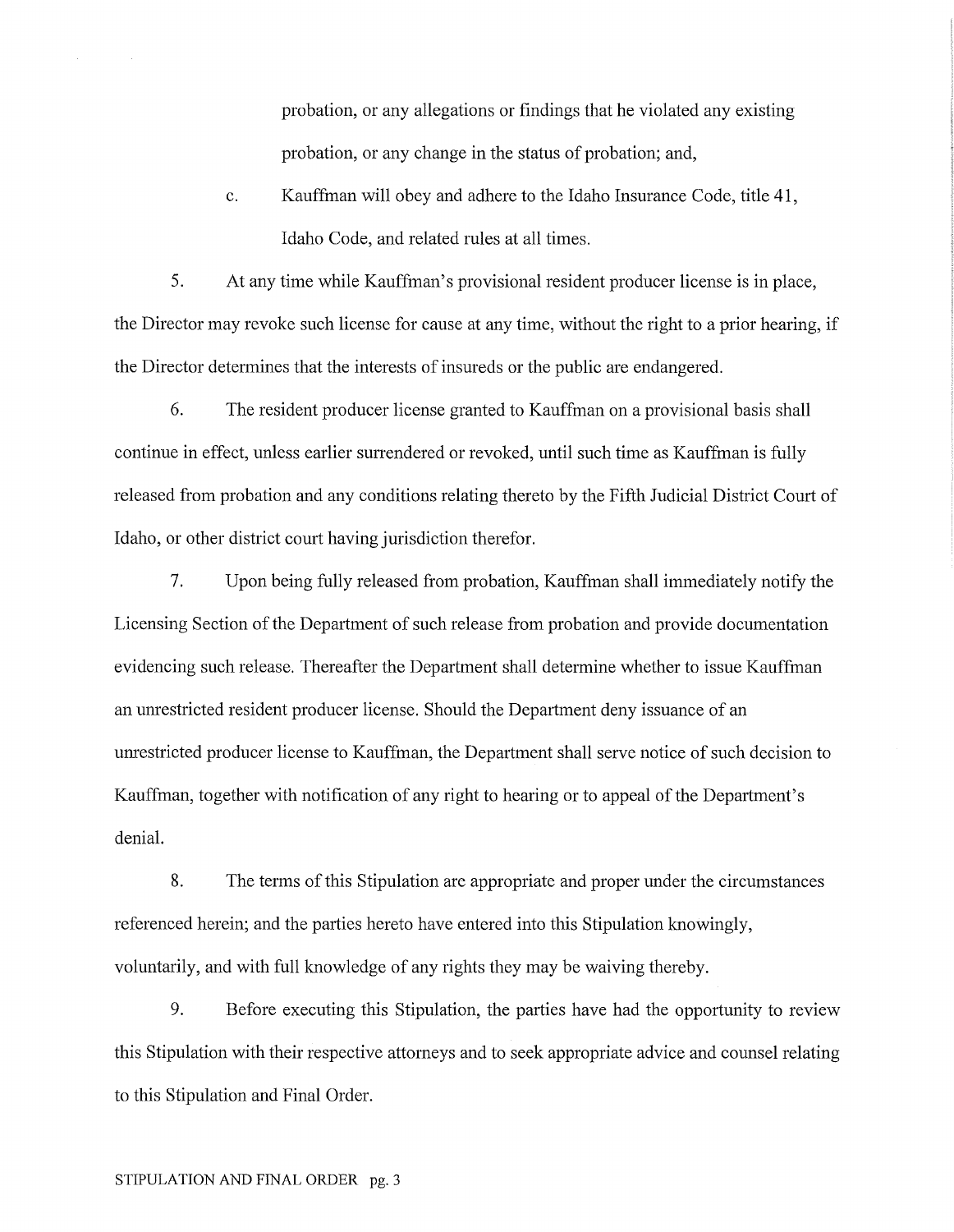probation, or any allegations or findings that he violated any existing probation, or any change in the status of probation; and,

c. Kauffman will obey and adhere to the Idaho Insurance Code, title 41, Idaho Code, and related rules at all times.

5. At any time while Kauffman's provisional resident producer license is in place, the Director may revoke such license for cause at any time, without the right to a prior hearing, if the Director determines that the interests of insureds or the public are endangered.

6. The resident producer license granted to Kauffman on a provisional basis shall continue in effect, unless earlier surrendered or revoked, until such time as Kauffman is fully released from probation and any conditions relating thereto by the Fifth Judicial District Court of Idaho, or other district court having jurisdiction therefor.

7. Upon being fully released from probation, Kauffman shall immediately notify the Licensing Section of the Department of such release from probation and provide documentation evidencing such release. Thereafter the Department shall determine whether to issue Kauffman an unrestricted resident producer license. Should the Department deny issuance of an unrestricted producer license to Kauffman, the Department shall serve notice of such decision to Kauffman, together with notification of any right to hearing or to appeal of the Department's denial.

8. The terms of this Stipulation are appropriate and proper under the circumstances referenced herein; and the parties hereto have entered into this Stipulation knowingly, voluntarily, and with full knowledge of any rights they may be waiving thereby.

9. Before executing this Stipulation, the parties have had the opportunity to review this Stipulation with their respective attorneys and to seek appropriate advice and counsel relating to this Stipulation and Final Order.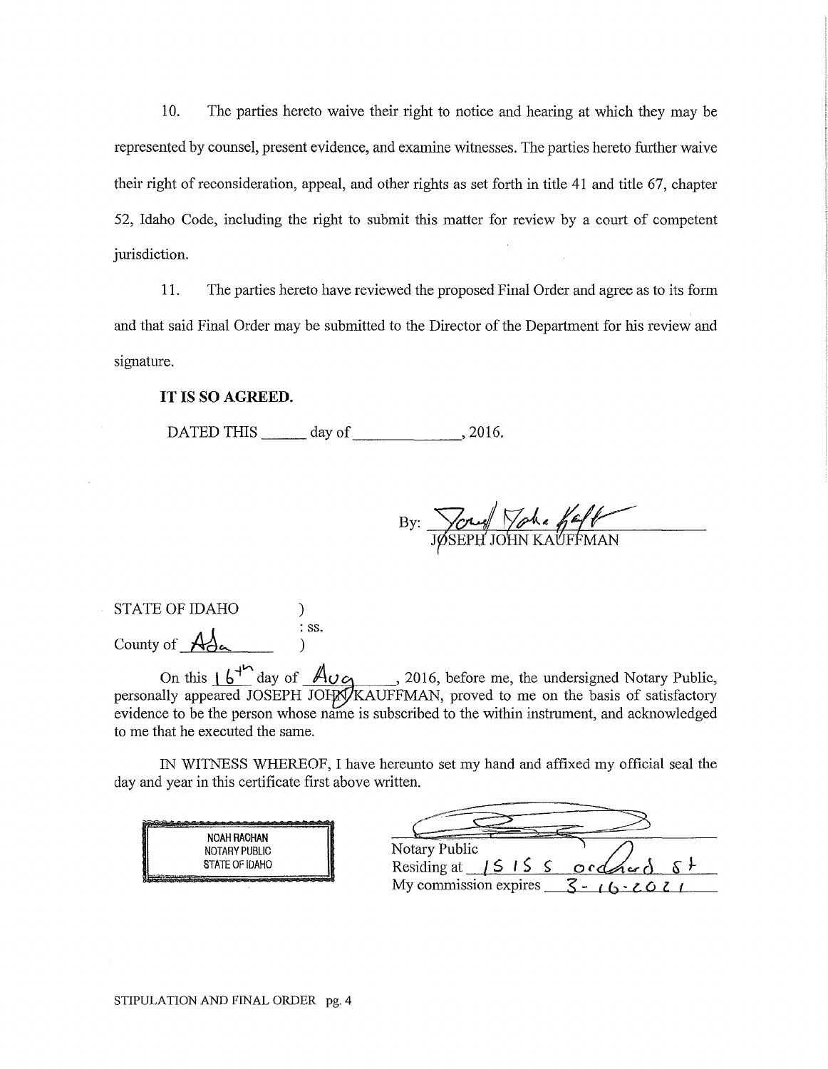10. The parties hereto waive their right to notice and hearing at which they may be represented by counsel, present evidence, and examine witnesses. The parties hereto further waive their right of reconsideration, appeal, and other rights as set forth in title 41 and title 67, chapter 52, Idaho Code, including the right to submit this matter for review by a court of competent jurisdiction.

11. The parties hereto have reviewed the proposed Final Order and agree as to its form and that said Final Order may be submitted to the Director of the Department for his review and signature.

**IT IS SO AGREED.**

DATED THIS ______ day of ______________, 2016.

By: _[signature]_
JOSEPH JOHN KAUFFMAN

STATE OF IDAHO )
: ss.
County of Ada )

On this 16th day of Aug, 2016, before me, the undersigned Notary Public, personally appeared JOSEPH JOHN KAUFFMAN, proved to me on the basis of satisfactory evidence to be the person whose name is subscribed to the within instrument, and acknowledged to me that he executed the same.

IN WITNESS WHEREOF, I have hereunto set my hand and affixed my official seal the day and year in this certificate first above written.

NOAH RACHAN
NOTARY PUBLIC
STATE OF IDAHO

_[signature]_
Notary Public
Residing at 1515 S Orchard St
My commission expires 3-16-2021

STIPULATION AND FINAL ORDER pg. 4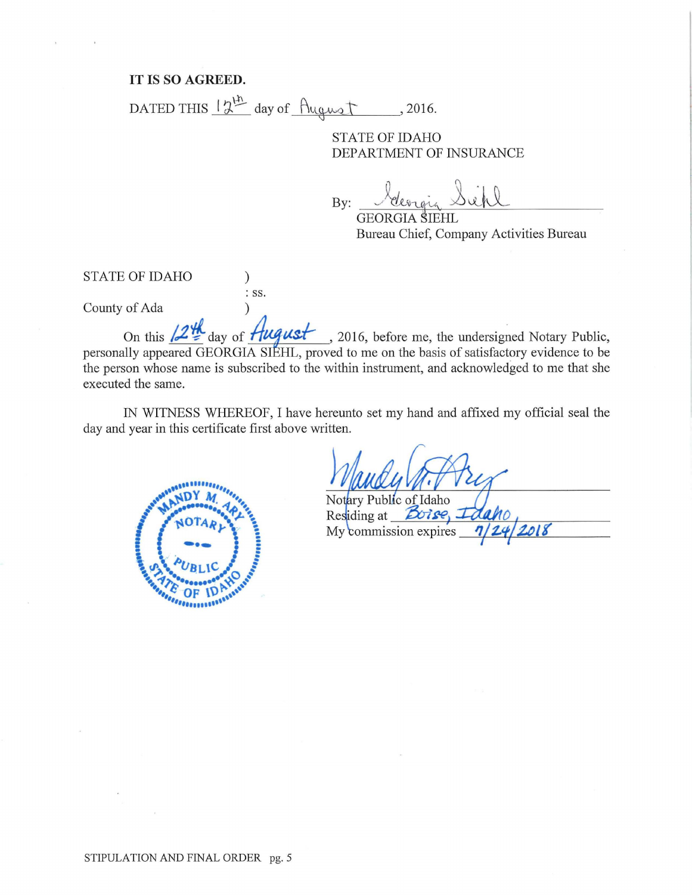**IT IS SO AGREED.**

DATED THIS 12th day of August, 2016.

STATE OF IDAHO
DEPARTMENT OF INSURANCE

By: Georgia Siehl
GEORGIA SIEHL
Bureau Chief, Company Activities Bureau

STATE OF IDAHO )
: ss.
County of Ada )

On this 12th day of August, 2016, before me, the undersigned Notary Public, personally appeared GEORGIA SIEHL, proved to me on the basis of satisfactory evidence to be the person whose name is subscribed to the within instrument, and acknowledged to me that she executed the same.

IN WITNESS WHEREOF, I have hereunto set my hand and affixed my official seal the day and year in this certificate first above written.

Mandy M. Ary
Notary Public of Idaho
Residing at Boise, Idaho
My commission expires 7/24/2018

MANDY M. ARY
NOTARY
PUBLIC
STATE OF IDAHO

STIPULATION AND FINAL ORDER pg. 5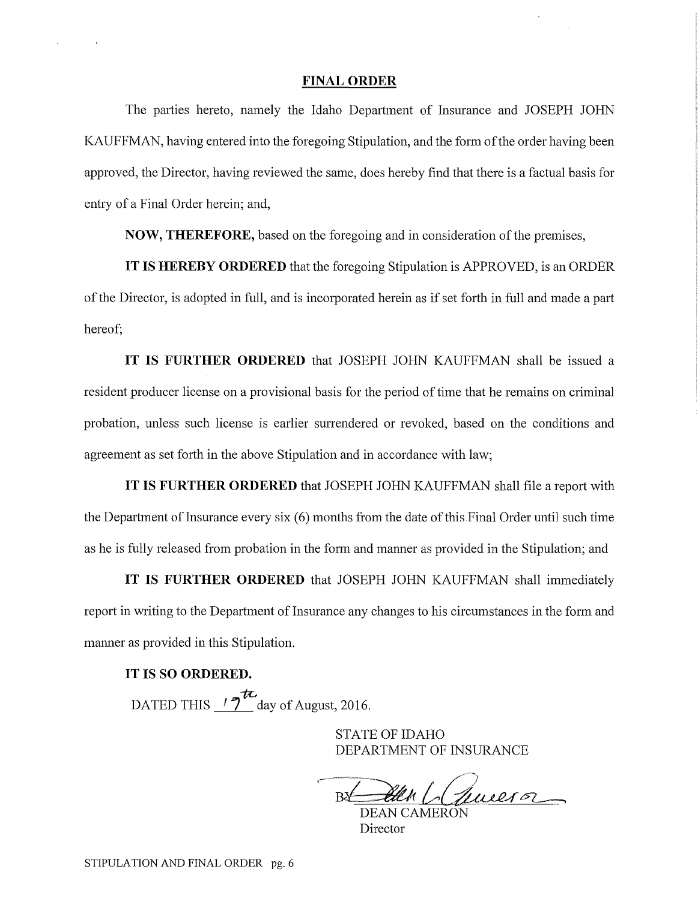## FINAL ORDER

The parties hereto, namely the Idaho Department of Insurance and JOSEPH JOHN KAUFFMAN, having entered into the foregoing Stipulation, and the form of the order having been approved, the Director, having reviewed the same, does hereby find that there is a factual basis for entry of a Final Order herein; and,

**NOW, THEREFORE,** based on the foregoing and in consideration of the premises,

**IT IS HEREBY ORDERED** that the foregoing Stipulation is APPROVED, is an ORDER of the Director, is adopted in full, and is incorporated herein as if set forth in full and made a part hereof;

**IT IS FURTHER ORDERED** that JOSEPH JOHN KAUFFMAN shall be issued a resident producer license on a provisional basis for the period of time that he remains on criminal probation, unless such license is earlier surrendered or revoked, based on the conditions and agreement as set forth in the above Stipulation and in accordance with law;

**IT IS FURTHER ORDERED** that JOSEPH JOHN KAUFFMAN shall file a report with the Department of Insurance every six (6) months from the date of this Final Order until such time as he is fully released from probation in the form and manner as provided in the Stipulation; and

**IT IS FURTHER ORDERED** that JOSEPH JOHN KAUFFMAN shall immediately report in writing to the Department of Insurance any changes to his circumstances in the form and manner as provided in this Stipulation.

**IT IS SO ORDERED.**

DATED THIS 19th day of August, 2016.

STATE OF IDAHO
DEPARTMENT OF INSURANCE

BY: Dean L. Cameron
DEAN CAMERON
Director

STIPULATION AND FINAL ORDER pg. 6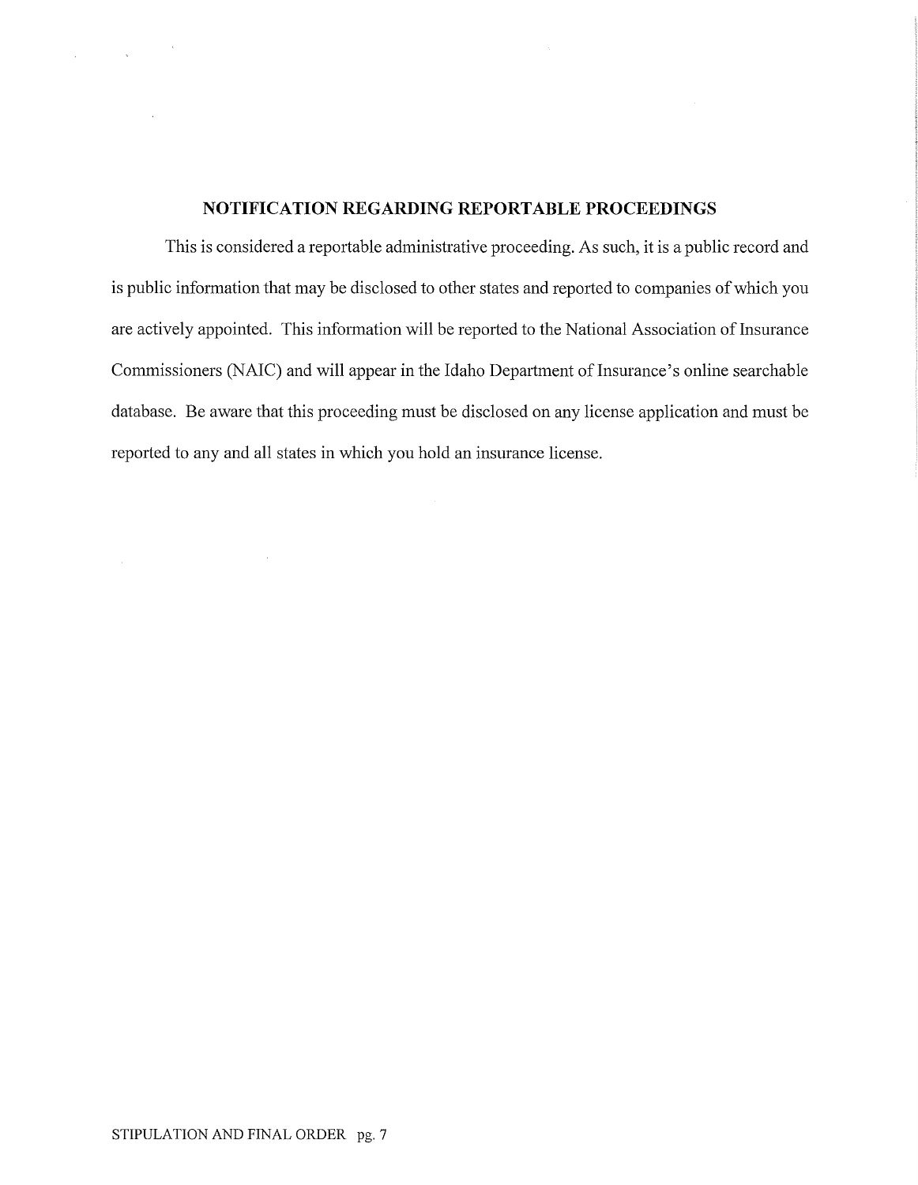## NOTIFICATION REGARDING REPORTABLE PROCEEDINGS

This is considered a reportable administrative proceeding. As such, it is a public record and is public information that may be disclosed to other states and reported to companies of which you are actively appointed. This information will be reported to the National Association of Insurance Commissioners (NAIC) and will appear in the Idaho Department of Insurance's online searchable database. Be aware that this proceeding must be disclosed on any license application and must be reported to any and all states in which you hold an insurance license.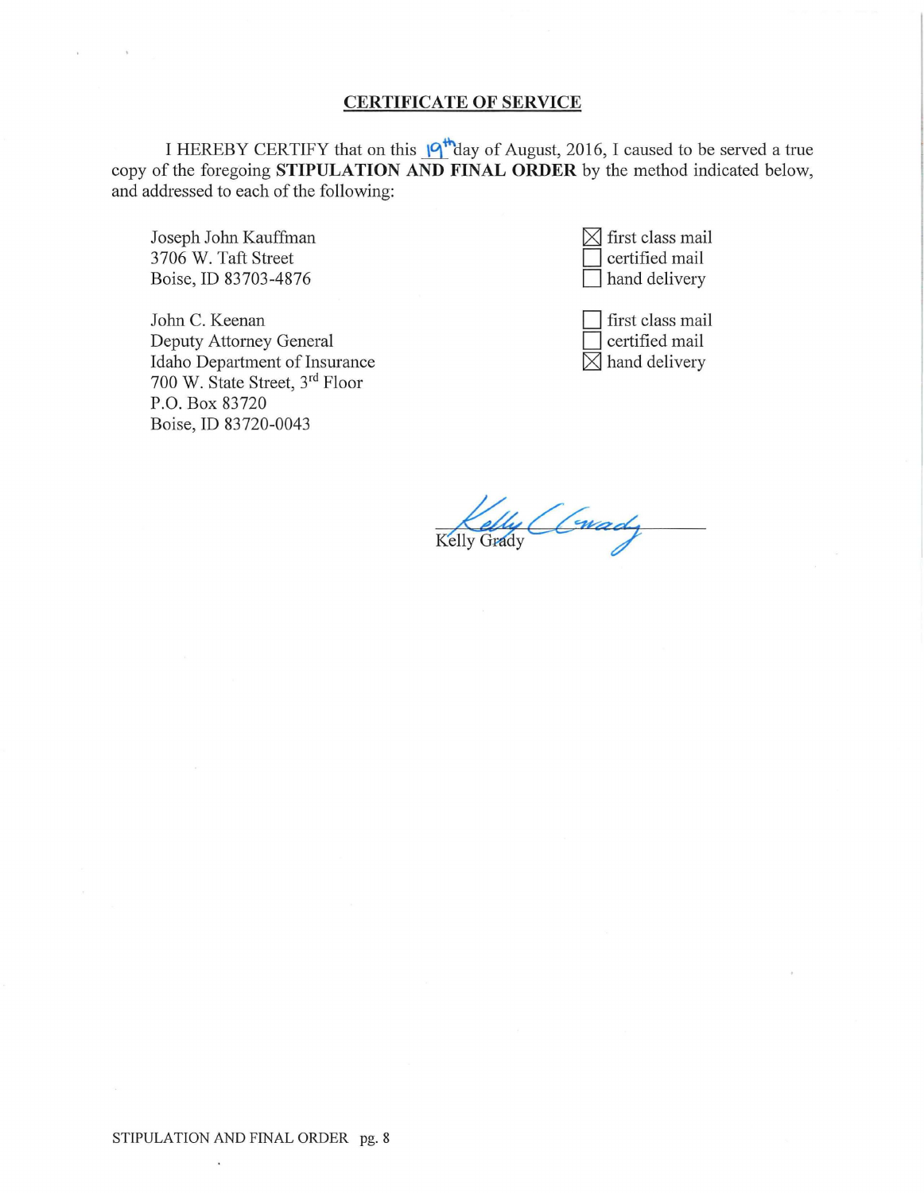## CERTIFICATE OF SERVICE

I HEREBY CERTIFY that on this 19th day of August, 2016, I caused to be served a true copy of the foregoing **STIPULATION AND FINAL ORDER** by the method indicated below, and addressed to each of the following:

Joseph John Kauffman
3706 W. Taft Street
Boise, ID 83703-4876

☒ first class mail
☐ certified mail
☐ hand delivery

John C. Keenan
Deputy Attorney General
Idaho Department of Insurance
700 W. State Street, 3rd Floor
P.O. Box 83720
Boise, ID 83720-0043

☐ first class mail
☐ certified mail
☒ hand delivery

Kelly Grady

STIPULATION AND FINAL ORDER pg. 8